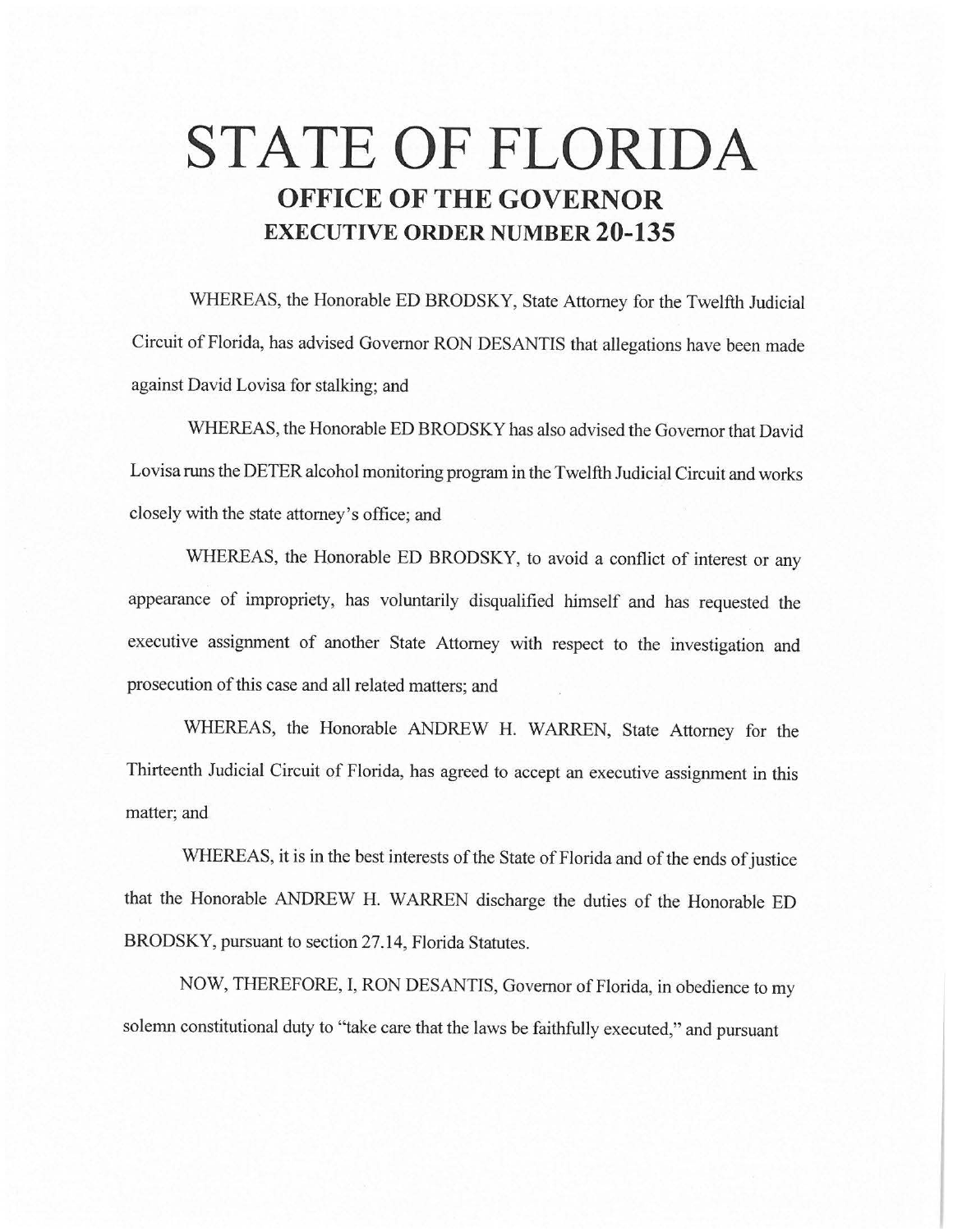# STATE OF FLORIDA

## OFFICE OF THE GOVERNOR

## EXECUTIVE ORDER NUMBER 20-135

WHEREAS, the Honorable ED BRODSKY, State Attorney for the Twelfth Judicial Circuit of Florida, has advised Governor RON DESANTIS that allegations have been made against David Lovisa for stalking; and

WHEREAS, the Honorable ED BRODSKY has also advised the Governor that David Lovisa runs the DETER alcohol monitoring program in the Twelfth Judicial Circuit and works closely with the state attorney's office; and

WHEREAS, the Honorable ED BRODSKY, to avoid a conflict of interest or any appearance of impropriety, has voluntarily disqualified himself and has requested the executive assignment of another State Attorney with respect to the investigation and prosecution of this case and all related matters; and

WHEREAS, the Honorable ANDREW H. WARREN, State Attorney for the Thirteenth Judicial Circuit of Florida, has agreed to accept an executive assignment in this matter; and

WHEREAS, it is in the best interests of the State of Florida and of the ends of justice that the Honorable ANDREW H. WARREN discharge the duties of the Honorable ED BRODSKY, pursuant to section 27.14, Florida Statutes.

NOW, THEREFORE, I, RON DESANTIS, Governor of Florida, in obedience to my solemn constitutional duty to "take care that the laws be faithfully executed," and pursuant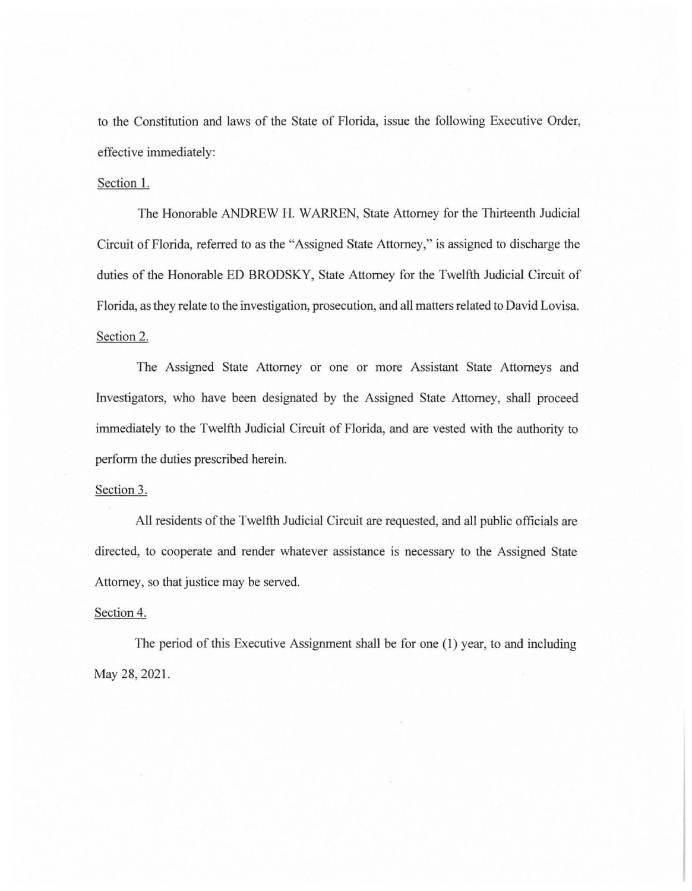to the Constitution and laws of the State of Florida, issue the following Executive Order, effective immediately:

Section 1.

The Honorable ANDREW H. WARREN, State Attorney for the Thirteenth Judicial Circuit of Florida, referred to as the "Assigned State Attorney," is assigned to discharge the duties of the Honorable ED BRODSKY, State Attorney for the Twelfth Judicial Circuit of Florida, as they relate to the investigation, prosecution, and all matters related to David Lovisa.

Section 2.

The Assigned State Attorney or one or more Assistant State Attorneys and Investigators, who have been designated by the Assigned State Attorney, shall proceed immediately to the Twelfth Judicial Circuit of Florida, and are vested with the authority to perform the duties prescribed herein.

Section 3.

All residents of the Twelfth Judicial Circuit are requested, and all public officials are directed, to cooperate and render whatever assistance is necessary to the Assigned State Attorney, so that justice may be served.

Section 4.

The period of this Executive Assignment shall be for one (1) year, to and including May 28, 2021.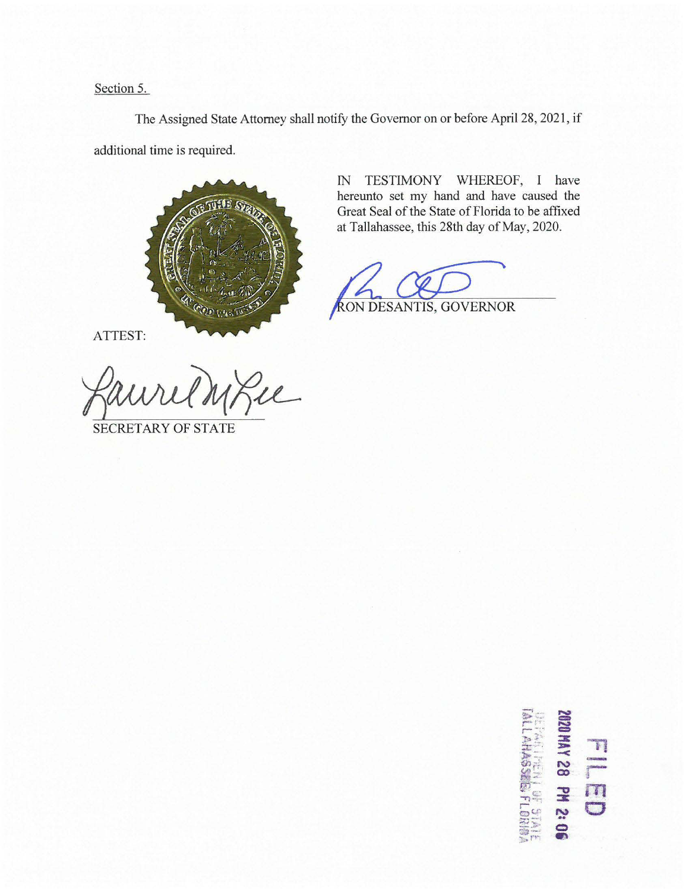Section 5.

The Assigned State Attorney shall notify the Governor on or before April 28, 2021, if additional time is required.

IN TESTIMONY WHEREOF, I have hereunto set my hand and have caused the Great Seal of the State of Florida to be affixed at Tallahassee, this 28th day of May, 2020.

RON DESANTIS, GOVERNOR

ATTEST:

SECRETARY OF STATE

FILED

2020 MAY 28 PM 2:06

DEPARTMENT OF STATE
TALLAHASSEE, FLORIDA